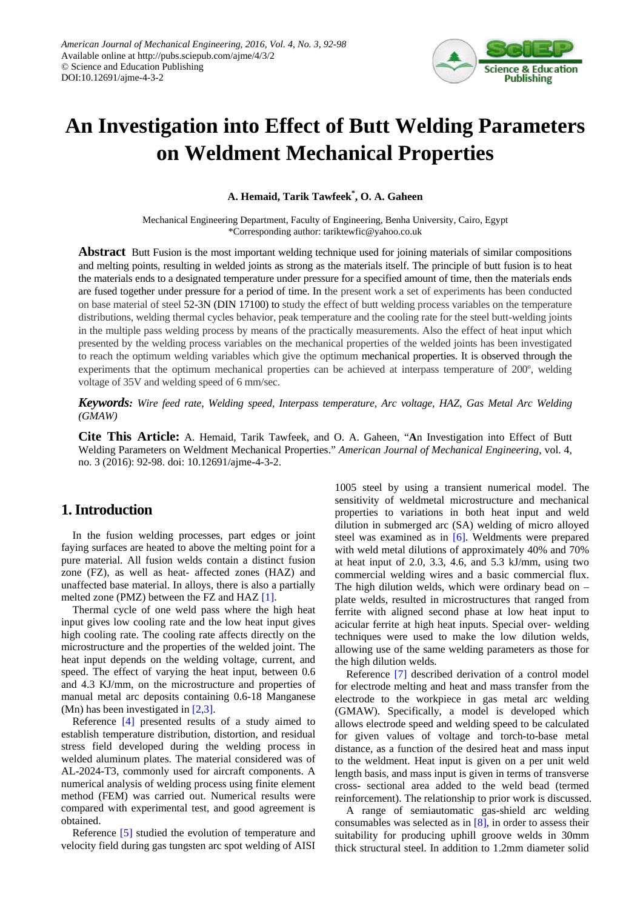# An Investigation into Effect of Butt Welding Parameters on Weldment Mechanical Properties

**A. Hemaid, Tarik Tawfeek[*], O. A. Gaheen**

Mechanical Engineering Department, Faculty of Engineering, Benha University, Cairo, Egypt
*Corresponding author: tariktewfic@yahoo.co.uk

**Abstract** Butt Fusion is the most important welding technique used for joining materials of similar compositions and melting points, resulting in welded joints as strong as the materials itself. The principle of butt fusion is to heat the materials ends to a designated temperature under pressure for a specified amount of time, then the materials ends are fused together under pressure for a period of time. In the present work a set of experiments has been conducted on base material of steel 52-3N (DIN 17100) to study the effect of butt welding process variables on the temperature distributions, welding thermal cycles behavior, peak temperature and the cooling rate for the steel butt-welding joints in the multiple pass welding process by means of the practically measurements. Also the effect of heat input which presented by the welding process variables on the mechanical properties of the welded joints has been investigated to reach the optimum welding variables which give the optimum mechanical properties. It is observed through the experiments that the optimum mechanical properties can be achieved at interpass temperature of 200º, welding voltage of 35V and welding speed of 6 mm/sec.

***Keywords:*** *Wire feed rate, Welding speed, Interpass temperature, Arc voltage, HAZ, Gas Metal Arc Welding (GMAW)*

**Cite This Article:** A. Hemaid, Tarik Tawfeek, and O. A. Gaheen, "An Investigation into Effect of Butt Welding Parameters on Weldment Mechanical Properties." *American Journal of Mechanical Engineering*, vol. 4, no. 3 (2016): 92-98. doi: 10.12691/ajme-4-3-2.

## 1. Introduction

In the fusion welding processes, part edges or joint faying surfaces are heated to above the melting point for a pure material. All fusion welds contain a distinct fusion zone (FZ), as well as heat- affected zones (HAZ) and unaffected base material. In alloys, there is also a partially melted zone (PMZ) between the FZ and HAZ [1].

Thermal cycle of one weld pass where the high heat input gives low cooling rate and the low heat input gives high cooling rate. The cooling rate affects directly on the microstructure and the properties of the welded joint. The heat input depends on the welding voltage, current, and speed. The effect of varying the heat input, between 0.6 and 4.3 KJ/mm, on the microstructure and properties of manual metal arc deposits containing 0.6-18 Manganese (Mn) has been investigated in [2,3].

Reference [4] presented results of a study aimed to establish temperature distribution, distortion, and residual stress field developed during the welding process in welded aluminum plates. The material considered was of AL-2024-T3, commonly used for aircraft components. A numerical analysis of welding process using finite element method (FEM) was carried out. Numerical results were compared with experimental test, and good agreement is obtained.

Reference [5] studied the evolution of temperature and velocity field during gas tungsten arc spot welding of AISI 1005 steel by using a transient numerical model. The sensitivity of weldmetal microstructure and mechanical properties to variations in both heat input and weld dilution in submerged arc (SA) welding of micro alloyed steel was examined as in [6]. Weldments were prepared with weld metal dilutions of approximately 40% and 70% at heat input of 2.0, 3.3, 4.6, and 5.3 kJ/mm, using two commercial welding wires and a basic commercial flux. The high dilution welds, which were ordinary bead on – plate welds, resulted in microstructures that ranged from ferrite with aligned second phase at low heat input to acicular ferrite at high heat inputs. Special over- welding techniques were used to make the low dilution welds, allowing use of the same welding parameters as those for the high dilution welds.

Reference [7] described derivation of a control model for electrode melting and heat and mass transfer from the electrode to the workpiece in gas metal arc welding (GMAW). Specifically, a model is developed which allows electrode speed and welding speed to be calculated for given values of voltage and torch-to-base metal distance, as a function of the desired heat and mass input to the weldment. Heat input is given on a per unit weld length basis, and mass input is given in terms of transverse cross- sectional area added to the weld bead (termed reinforcement). The relationship to prior work is discussed.

A range of semiautomatic gas-shield arc welding consumables was selected as in [8], in order to assess their suitability for producing uphill groove welds in 30mm thick structural steel. In addition to 1.2mm diameter solid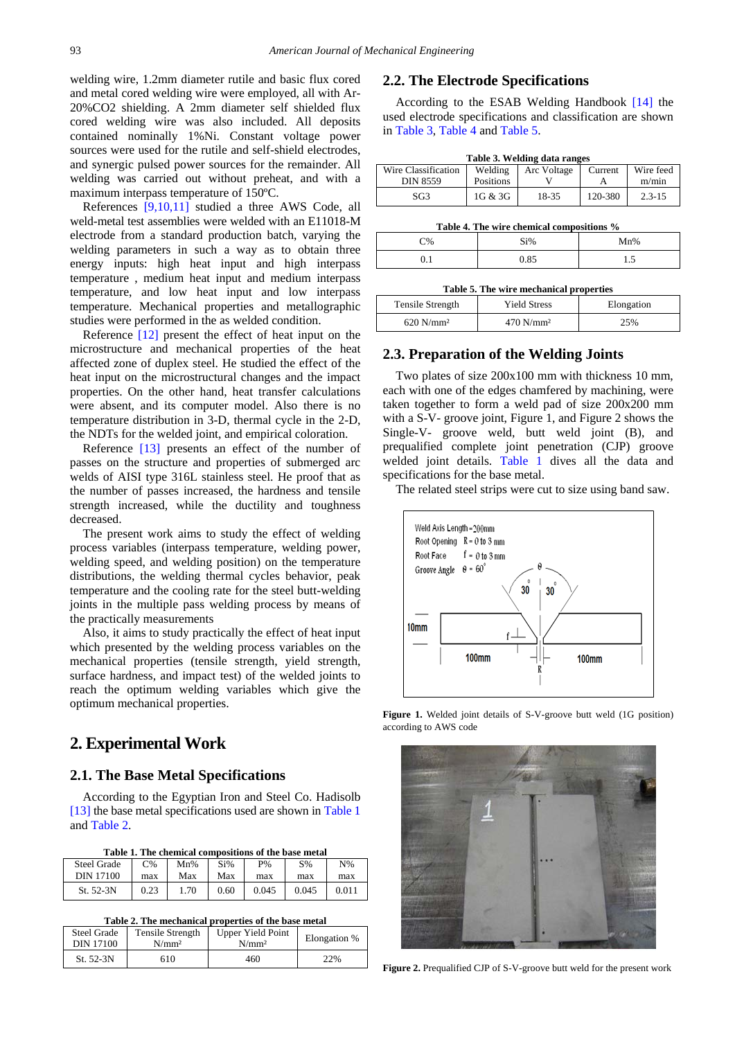welding wire, 1.2mm diameter rutile and basic flux cored and metal cored welding wire were employed, all with Ar-20%CO2 shielding. A 2mm diameter self shielded flux cored welding wire was also included. All deposits contained nominally 1%Ni. Constant voltage power sources were used for the rutile and self-shield electrodes, and synergic pulsed power sources for the remainder. All welding was carried out without preheat, and with a maximum interpass temperature of 150ºC.

References [9,10,11] studied a three AWS Code, all weld-metal test assemblies were welded with an E11018-M electrode from a standard production batch, varying the welding parameters in such a way as to obtain three energy inputs: high heat input and high interpass temperature , medium heat input and medium interpass temperature, and low heat input and low interpass temperature. Mechanical properties and metallographic studies were performed in the as welded condition.

Reference [12] present the effect of heat input on the microstructure and mechanical properties of the heat affected zone of duplex steel. He studied the effect of the heat input on the microstructural changes and the impact properties. On the other hand, heat transfer calculations were absent, and its computer model. Also there is no temperature distribution in 3-D, thermal cycle in the 2-D, the NDTs for the welded joint, and empirical coloration.

Reference [13] presents an effect of the number of passes on the structure and properties of submerged arc welds of AISI type 316L stainless steel. He proof that as the number of passes increased, the hardness and tensile strength increased, while the ductility and toughness decreased.

The present work aims to study the effect of welding process variables (interpass temperature, welding power, welding speed, and welding position) on the temperature distributions, the welding thermal cycles behavior, peak temperature and the cooling rate for the steel butt-welding joints in the multiple pass welding process by means of the practically measurements

Also, it aims to study practically the effect of heat input which presented by the welding process variables on the mechanical properties (tensile strength, yield strength, surface hardness, and impact test) of the welded joints to reach the optimum welding variables which give the optimum mechanical properties.

# 2. Experimental Work

## 2.1. The Base Metal Specifications

According to the Egyptian Iron and Steel Co. Hadisolb [13] the base metal specifications used are shown in Table 1 and Table 2.

**Table 1. The chemical compositions of the base metal**

| Steel Grade DIN 17100 | C% max | Mn% Max | Si% Max | P% max | S% max | N% max |
|---|---|---|---|---|---|---|
| St. 52-3N | 0.23 | 1.70 | 0.60 | 0.045 | 0.045 | 0.011 |

**Table 2. The mechanical properties of the base metal**

| Steel Grade DIN 17100 | Tensile Strength N/mm² | Upper Yield Point N/mm² | Elongation % |
|---|---|---|---|
| St. 52-3N | 610 | 460 | 22% |

## 2.2. The Electrode Specifications

According to the ESAB Welding Handbook [14] the used electrode specifications and classification are shown in Table 3, Table 4 and Table 5.

**Table 3. Welding data ranges**

| Wire Classification DIN 8559 | Welding Positions | Arc Voltage V | Current A | Wire feed m/min |
|---|---|---|---|---|
| SG3 | 1G & 3G | 18-35 | 120-380 | 2.3-15 |

**Table 4. The wire chemical compositions %**

| C% | Si% | Mn% |
|---|---|---|
| 0.1 | 0.85 | 1.5 |

**Table 5. The wire mechanical properties**

| Tensile Strength | Yield Stress | Elongation |
|---|---|---|
| 620 N/mm² | 470 N/mm² | 25% |

## 2.3. Preparation of the Welding Joints

Two plates of size 200x100 mm with thickness 10 mm, each with one of the long edges chamfered by machining, were taken together to form a weld pad of size 200x200 mm with a S-V- groove joint, Figure 1, and Figure 2 shows the Single-V- groove weld, butt weld joint (B), and prequalified complete joint penetration (CJP) groove welded joint details. Table 1 dives all the data and specifications for the base metal.

The related steel strips were cut to size using band saw.

**Figure 1.** Welded joint details of S-V-groove butt weld (1G position) according to AWS code

**Figure 2.** Prequalified CJP of S-V-groove butt weld for the present work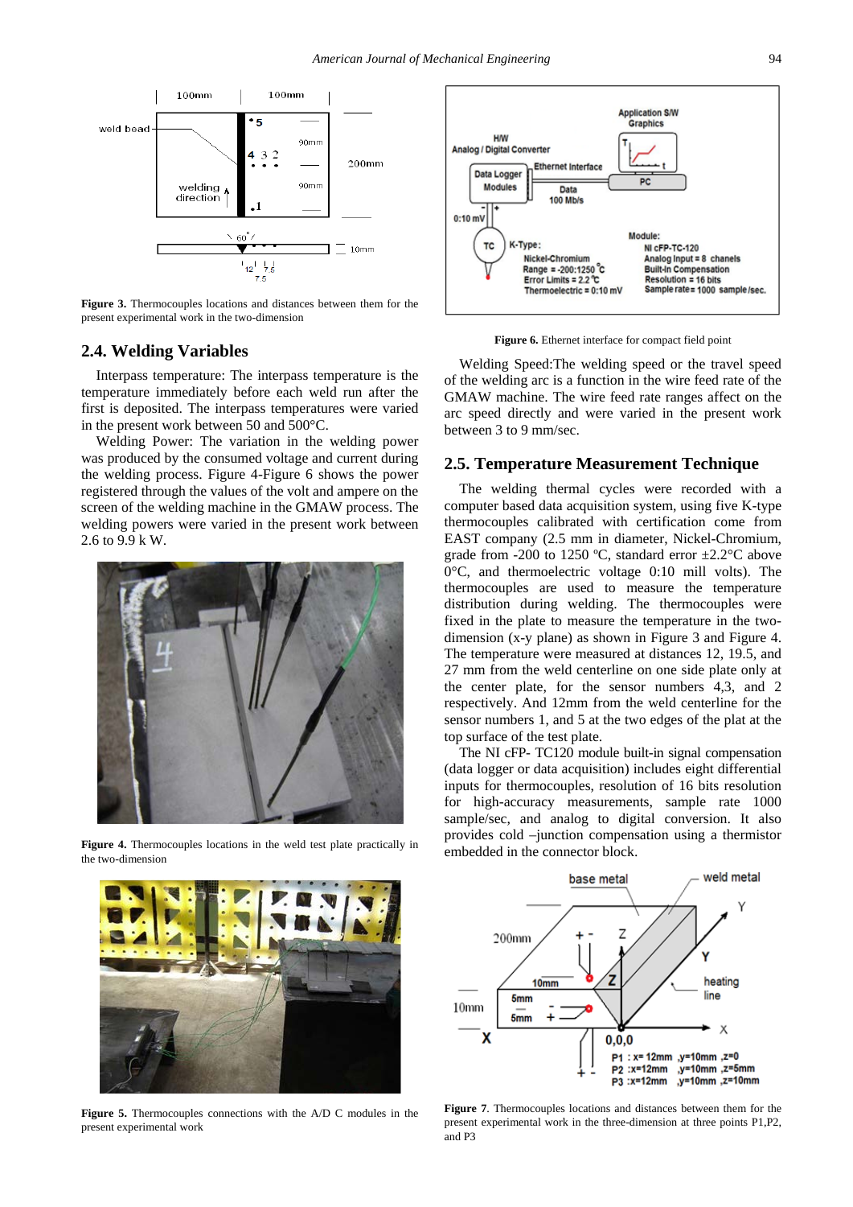Figure 3. Thermocouples locations and distances between them for the present experimental work in the two-dimension

## 2.4. Welding Variables

Interpass temperature: The interpass temperature is the temperature immediately before each weld run after the first is deposited. The interpass temperatures were varied in the present work between 50 and 500°C.

Welding Power: The variation in the welding power was produced by the consumed voltage and current during the welding process. Figure 4-Figure 6 shows the power registered through the values of the volt and ampere on the screen of the welding machine in the GMAW process. The welding powers were varied in the present work between 2.6 to 9.9 k W.

Figure 4. Thermocouples locations in the weld test plate practically in the two-dimension

Figure 5. Thermocouples connections with the A/D C modules in the present experimental work

Figure 6. Ethernet interface for compact field point

Welding Speed:The welding speed or the travel speed of the welding arc is a function in the wire feed rate of the GMAW machine. The wire feed rate ranges affect on the arc speed directly and were varied in the present work between 3 to 9 mm/sec.

## 2.5. Temperature Measurement Technique

The welding thermal cycles were recorded with a computer based data acquisition system, using five K-type thermocouples calibrated with certification come from EAST company (2.5 mm in diameter, Nickel-Chromium, grade from -200 to 1250 ºC, standard error ±2.2°C above 0°C, and thermoelectric voltage 0:10 mill volts). The thermocouples are used to measure the temperature distribution during welding. The thermocouples were fixed in the plate to measure the temperature in the two-dimension (x-y plane) as shown in Figure 3 and Figure 4. The temperature were measured at distances 12, 19.5, and 27 mm from the weld centerline on one side plate only at the center plate, for the sensor numbers 4,3, and 2 respectively. And 12mm from the weld centerline for the sensor numbers 1, and 5 at the two edges of the plat at the top surface of the test plate.

The NI cFP- TC120 module built-in signal compensation (data logger or data acquisition) includes eight differential inputs for thermocouples, resolution of 16 bits resolution for high-accuracy measurements, sample rate 1000 sample/sec, and analog to digital conversion. It also provides cold –junction compensation using a thermistor embedded in the connector block.

Figure 7. Thermocouples locations and distances between them for the present experimental work in the three-dimension at three points P1,P2, and P3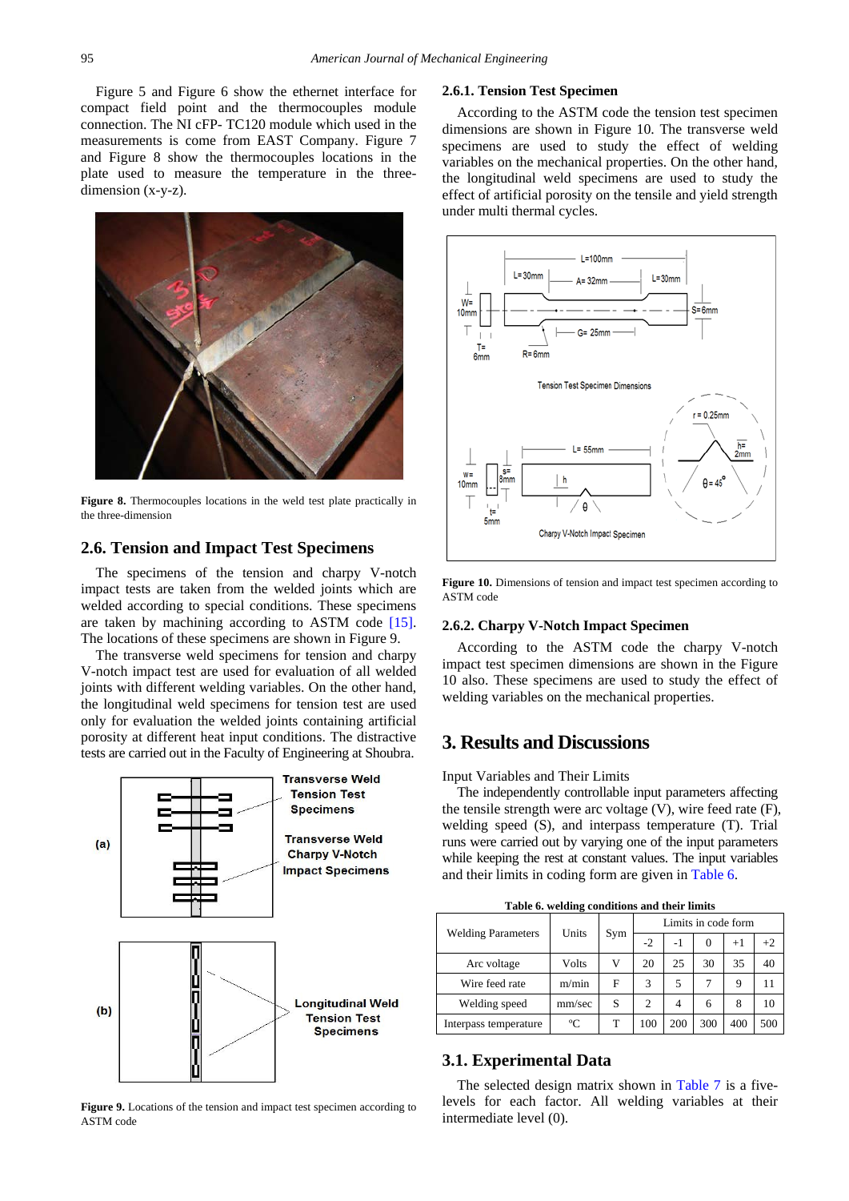Figure 5 and Figure 6 show the ethernet interface for compact field point and the thermocouples module connection. The NI cFP- TC120 module which used in the measurements is come from EAST Company. Figure 7 and Figure 8 show the thermocouples locations in the plate used to measure the temperature in the three-dimension (x-y-z).

**Figure 8.** Thermocouples locations in the weld test plate practically in the three-dimension

## 2.6. Tension and Impact Test Specimens

The specimens of the tension and charpy V-notch impact tests are taken from the welded joints which are welded according to special conditions. These specimens are taken by machining according to ASTM code [15]. The locations of these specimens are shown in Figure 9.

The transverse weld specimens for tension and charpy V-notch impact test are used for evaluation of all welded joints with different welding variables. On the other hand, the longitudinal weld specimens for tension test are used only for evaluation the welded joints containing artificial porosity at different heat input conditions. The distractive tests are carried out in the Faculty of Engineering at Shoubra.

**Figure 9.** Locations of the tension and impact test specimen according to ASTM code

### 2.6.1. Tension Test Specimen

According to the ASTM code the tension test specimen dimensions are shown in Figure 10. The transverse weld specimens are used to study the effect of welding variables on the mechanical properties. On the other hand, the longitudinal weld specimens are used to study the effect of artificial porosity on the tensile and yield strength under multi thermal cycles.

**Figure 10.** Dimensions of tension and impact test specimen according to ASTM code

### 2.6.2. Charpy V-Notch Impact Specimen

According to the ASTM code the charpy V-notch impact test specimen dimensions are shown in the Figure 10 also. These specimens are used to study the effect of welding variables on the mechanical properties.

# 3. Results and Discussions

Input Variables and Their Limits

The independently controllable input parameters affecting the tensile strength were arc voltage (V), wire feed rate (F), welding speed (S), and interpass temperature (T). Trial runs were carried out by varying one of the input parameters while keeping the rest at constant values. The input variables and their limits in coding form are given in Table 6.

**Table 6. welding conditions and their limits**

| Welding Parameters | Units | Sym | Limits in code form | | | | |
|---|---|---|---|---|---|---|---|
| | | | -2 | -1 | 0 | +1 | +2 |
| Arc voltage | Volts | V | 20 | 25 | 30 | 35 | 40 |
| Wire feed rate | m/min | F | 3 | 5 | 7 | 9 | 11 |
| Welding speed | mm/sec | S | 2 | 4 | 6 | 8 | 10 |
| Interpass temperature | °C | T | 100 | 200 | 300 | 400 | 500 |

## 3.1. Experimental Data

The selected design matrix shown in Table 7 is a five-levels for each factor. All welding variables at their intermediate level (0).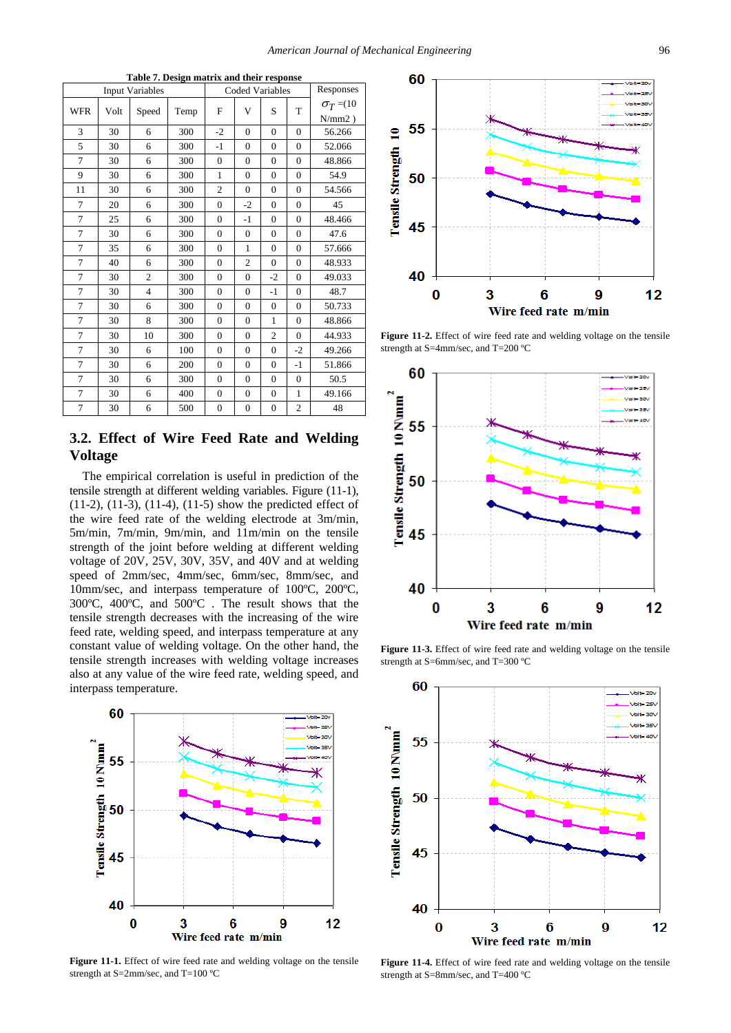**Table 7. Design matrix and their response**

| Input Variables | | | | Coded Variables | | | | Responses |
|---|---|---|---|---|---|---|---|---|
| WFR | Volt | Speed | Temp | F | V | S | T | $\sigma_T$ =(10 N/mm2 ) |
| 3 | 30 | 6 | 300 | -2 | 0 | 0 | 0 | 56.266 |
| 5 | 30 | 6 | 300 | -1 | 0 | 0 | 0 | 52.066 |
| 7 | 30 | 6 | 300 | 0 | 0 | 0 | 0 | 48.866 |
| 9 | 30 | 6 | 300 | 1 | 0 | 0 | 0 | 54.9 |
| 11 | 30 | 6 | 300 | 2 | 0 | 0 | 0 | 54.566 |
| 7 | 20 | 6 | 300 | 0 | -2 | 0 | 0 | 45 |
| 7 | 25 | 6 | 300 | 0 | -1 | 0 | 0 | 48.466 |
| 7 | 30 | 6 | 300 | 0 | 0 | 0 | 0 | 47.6 |
| 7 | 35 | 6 | 300 | 0 | 1 | 0 | 0 | 57.666 |
| 7 | 40 | 6 | 300 | 0 | 2 | 0 | 0 | 48.933 |
| 7 | 30 | 2 | 300 | 0 | 0 | -2 | 0 | 49.033 |
| 7 | 30 | 4 | 300 | 0 | 0 | -1 | 0 | 48.7 |
| 7 | 30 | 6 | 300 | 0 | 0 | 0 | 0 | 50.733 |
| 7 | 30 | 8 | 300 | 0 | 0 | 1 | 0 | 48.866 |
| 7 | 30 | 10 | 300 | 0 | 0 | 2 | 0 | 44.933 |
| 7 | 30 | 6 | 100 | 0 | 0 | 0 | -2 | 49.266 |
| 7 | 30 | 6 | 200 | 0 | 0 | 0 | -1 | 51.866 |
| 7 | 30 | 6 | 300 | 0 | 0 | 0 | 0 | 50.5 |
| 7 | 30 | 6 | 400 | 0 | 0 | 0 | 1 | 49.166 |
| 7 | 30 | 6 | 500 | 0 | 0 | 0 | 2 | 48 |

## 3.2. Effect of Wire Feed Rate and Welding Voltage

The empirical correlation is useful in prediction of the tensile strength at different welding variables. Figure (11-1), (11-2), (11-3), (11-4), (11-5) show the predicted effect of the wire feed rate of the welding electrode at 3m/min, 5m/min, 7m/min, 9m/min, and 11m/min on the tensile strength of the joint before welding at different welding voltage of 20V, 25V, 30V, 35V, and 40V and at welding speed of 2mm/sec, 4mm/sec, 6mm/sec, 8mm/sec, and 10mm/sec, and interpass temperature of 100ºC, 200ºC, 300ºC, 400ºC, and 500ºC . The result shows that the tensile strength decreases with the increasing of the wire feed rate, welding speed, and interpass temperature at any constant value of welding voltage. On the other hand, the tensile strength increases with welding voltage increases also at any value of the wire feed rate, welding speed, and interpass temperature.

**Figure 11-1.** Effect of wire feed rate and welding voltage on the tensile strength at S=2mm/sec, and T=100 ºC

**Figure 11-2.** Effect of wire feed rate and welding voltage on the tensile strength at S=4mm/sec, and T=200 ºC

**Figure 11-3.** Effect of wire feed rate and welding voltage on the tensile strength at S=6mm/sec, and T=300 ºC

**Figure 11-4.** Effect of wire feed rate and welding voltage on the tensile strength at S=8mm/sec, and T=400 ºC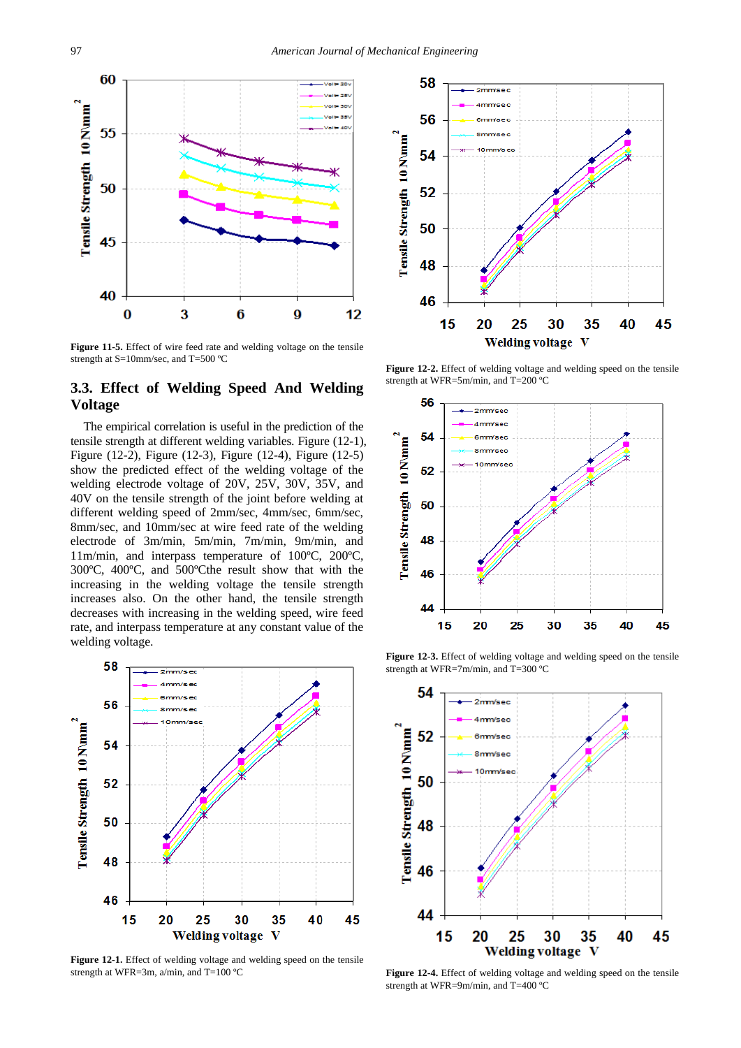Figure 11-5. Effect of wire feed rate and welding voltage on the tensile strength at S=10mm/sec, and T=500 ºC

### 3.3. Effect of Welding Speed And Welding Voltage

The empirical correlation is useful in the prediction of the tensile strength at different welding variables. Figure (12-1), Figure (12-2), Figure (12-3), Figure (12-4), Figure (12-5) show the predicted effect of the welding voltage of the welding electrode voltage of 20V, 25V, 30V, 35V, and 40V on the tensile strength of the joint before welding at different welding speed of 2mm/sec, 4mm/sec, 6mm/sec, 8mm/sec, and 10mm/sec at wire feed rate of the welding electrode of 3m/min, 5m/min, 7m/min, 9m/min, and 11m/min, and interpass temperature of 100ºC, 200ºC, 300ºC, 400ºC, and 500ºCthe result show that with the increasing in the welding voltage the tensile strength increases also. On the other hand, the tensile strength decreases with increasing in the welding speed, wire feed rate, and interpass temperature at any constant value of the welding voltage.

Figure 12-1. Effect of welding voltage and welding speed on the tensile strength at WFR=3m, a/min, and T=100 ºC

Figure 12-2. Effect of welding voltage and welding speed on the tensile strength at WFR=5m/min, and T=200 ºC

Figure 12-3. Effect of welding voltage and welding speed on the tensile strength at WFR=7m/min, and T=300 ºC

Figure 12-4. Effect of welding voltage and welding speed on the tensile strength at WFR=9m/min, and T=400 ºC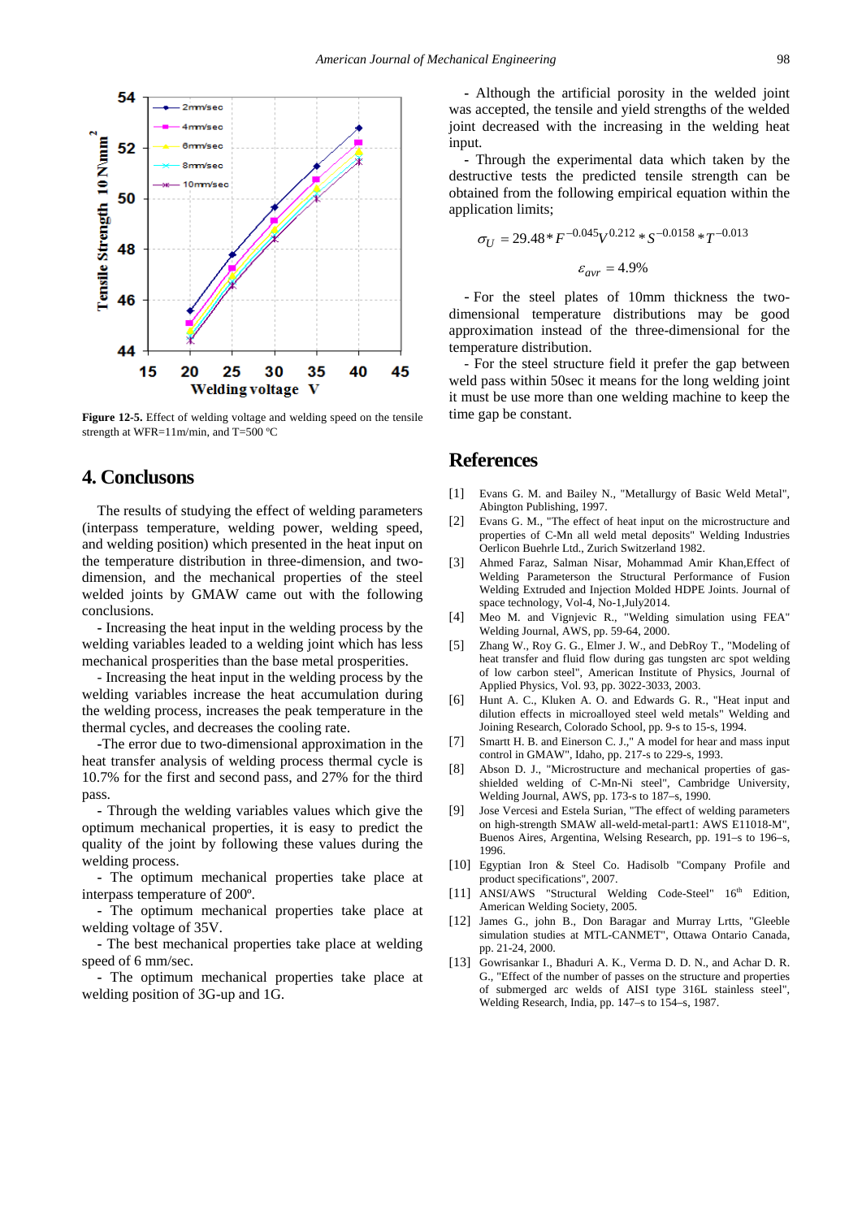54
52
50
48
46
44

Tensile Strength 10 N/mm²

2mm/sec
4mm/sec
6mm/sec
8mm/sec
10mm/sec

15 20 25 30 35 40 45

Welding voltage V

**Figure 12-5.** Effect of welding voltage and welding speed on the tensile strength at WFR=11m/min, and T=500 ºC

## 4. Conclusons

The results of studying the effect of welding parameters (interpass temperature, welding power, welding speed, and welding position) which presented in the heat input on the temperature distribution in three-dimension, and two-dimension, and the mechanical properties of the steel welded joints by GMAW came out with the following conclusions.

- Increasing the heat input in the welding process by the welding variables leaded to a welding joint which has less mechanical prosperities than the base metal prosperities.

- Increasing the heat input in the welding process by the welding variables increase the heat accumulation during the welding process, increases the peak temperature in the thermal cycles, and decreases the cooling rate.

-The error due to two-dimensional approximation in the heat transfer analysis of welding process thermal cycle is 10.7% for the first and second pass, and 27% for the third pass.

- Through the welding variables values which give the optimum mechanical properties, it is easy to predict the quality of the joint by following these values during the welding process.

- The optimum mechanical properties take place at interpass temperature of 200º.

- The optimum mechanical properties take place at welding voltage of 35V.

- The best mechanical properties take place at welding speed of 6 mm/sec.

- The optimum mechanical properties take place at welding position of 3G-up and 1G.

- Although the artificial porosity in the welded joint was accepted, the tensile and yield strengths of the welded joint decreased with the increasing in the welding heat input.

- Through the experimental data which taken by the destructive tests the predicted tensile strength can be obtained from the following empirical equation within the application limits;

$$\sigma_U = 29.48 * F^{-0.045} V^{0.212} * S^{-0.0158} * T^{-0.013}$$

$$\varepsilon_{avr} = 4.9\%$$

- For the steel plates of 10mm thickness the two-dimensional temperature distributions may be good approximation instead of the three-dimensional for the temperature distribution.

- For the steel structure field it prefer the gap between weld pass within 50sec it means for the long welding joint it must be use more than one welding machine to keep the time gap be constant.

## References

[1] Evans G. M. and Bailey N., "Metallurgy of Basic Weld Metal", Abington Publishing, 1997.

[2] Evans G. M., "The effect of heat input on the microstructure and properties of C-Mn all weld metal deposits" Welding Industries Oerlicon Buehrle Ltd., Zurich Switzerland 1982.

[3] Ahmed Faraz, Salman Nisar, Mohammad Amir Khan,Effect of Welding Parameterson the Structural Performance of Fusion Welding Extruded and Injection Molded HDPE Joints. Journal of space technology, Vol-4, No-1,July2014.

[4] Meo M. and Vignjevic R., "Welding simulation using FEA" Welding Journal, AWS, pp. 59-64, 2000.

[5] Zhang W., Roy G. G., Elmer J. W., and DebRoy T., "Modeling of heat transfer and fluid flow during gas tungsten arc spot welding of low carbon steel", American Institute of Physics, Journal of Applied Physics, Vol. 93, pp. 3022-3033, 2003.

[6] Hunt A. C., Kluken A. O. and Edwards G. R., "Heat input and dilution effects in microalloyed steel weld metals" Welding and Joining Research, Colorado School, pp. 9-s to 15-s, 1994.

[7] Smartt H. B. and Einerson C. J.," A model for hear and mass input control in GMAW", Idaho, pp. 217-s to 229-s, 1993.

[8] Abson D. J., "Microstructure and mechanical properties of gas-shielded welding of C-Mn-Ni steel", Cambridge University, Welding Journal, AWS, pp. 173-s to 187–s, 1990.

[9] Jose Vercesi and Estela Surian, "The effect of welding parameters on high-strength SMAW all-weld-metal-part1: AWS E11018-M", Buenos Aires, Argentina, Welsing Research, pp. 191–s to 196–s, 1996.

[10] Egyptian Iron & Steel Co. Hadisolb "Company Profile and product specifications", 2007.

[11] ANSI/AWS "Structural Welding Code-Steel" 16th Edition, American Welding Society, 2005.

[12] James G., john B., Don Baragar and Murray Lrtts, "Gleeble simulation studies at MTL-CANMET", Ottawa Ontario Canada, pp. 21-24, 2000.

[13] Gowrisankar I., Bhaduri A. K., Verma D. D. N., and Achar D. R. G., "Effect of the number of passes on the structure and properties of submerged arc welds of AISI type 316L stainless steel", Welding Research, India, pp. 147–s to 154–s, 1987.